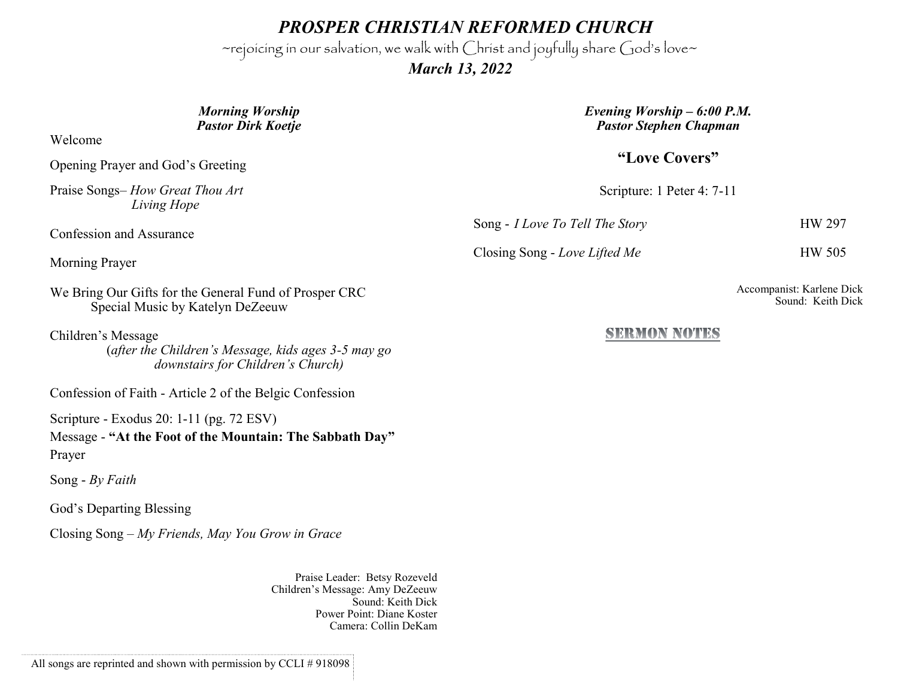# *PROSPER CHRISTIAN REFORMED CHURCH*

~rejoicing in our salvation, we walk with Christ and joyfully share God's love~

***March 13, 2022***

***Morning Worship***
***Pastor Dirk Koetje***

Welcome

Opening Prayer and God's Greeting

Praise Songs– *How Great Thou Art*
*Living Hope*

Confession and Assurance

Morning Prayer

We Bring Our Gifts for the General Fund of Prosper CRC
Special Music by Katelyn DeZeeuw

Children's Message
(*after the Children's Message, kids ages 3-5 may go downstairs for Children's Church)*

Confession of Faith - Article 2 of the Belgic Confession

Scripture - Exodus 20: 1-11 (pg. 72 ESV)

Message - **"At the Foot of the Mountain: The Sabbath Day"**

Prayer

Song - *By Faith*

God's Departing Blessing

Closing Song – *My Friends, May You Grow in Grace*

Praise Leader: Betsy Rozeveld
Children's Message: Amy DeZeeuw
Sound: Keith Dick
Power Point: Diane Koster
Camera: Collin DeKam

All songs are reprinted and shown with permission by CCLI # 918098

***Evening Worship – 6:00 P.M.***
***Pastor Stephen Chapman***

**"Love Covers"**

Scripture: 1 Peter 4: 7-11

Song - *I Love To Tell The Story* HW 297

Closing Song - *Love Lifted Me* HW 505

Accompanist: Karlene Dick
Sound: Keith Dick

**SERMON NOTES**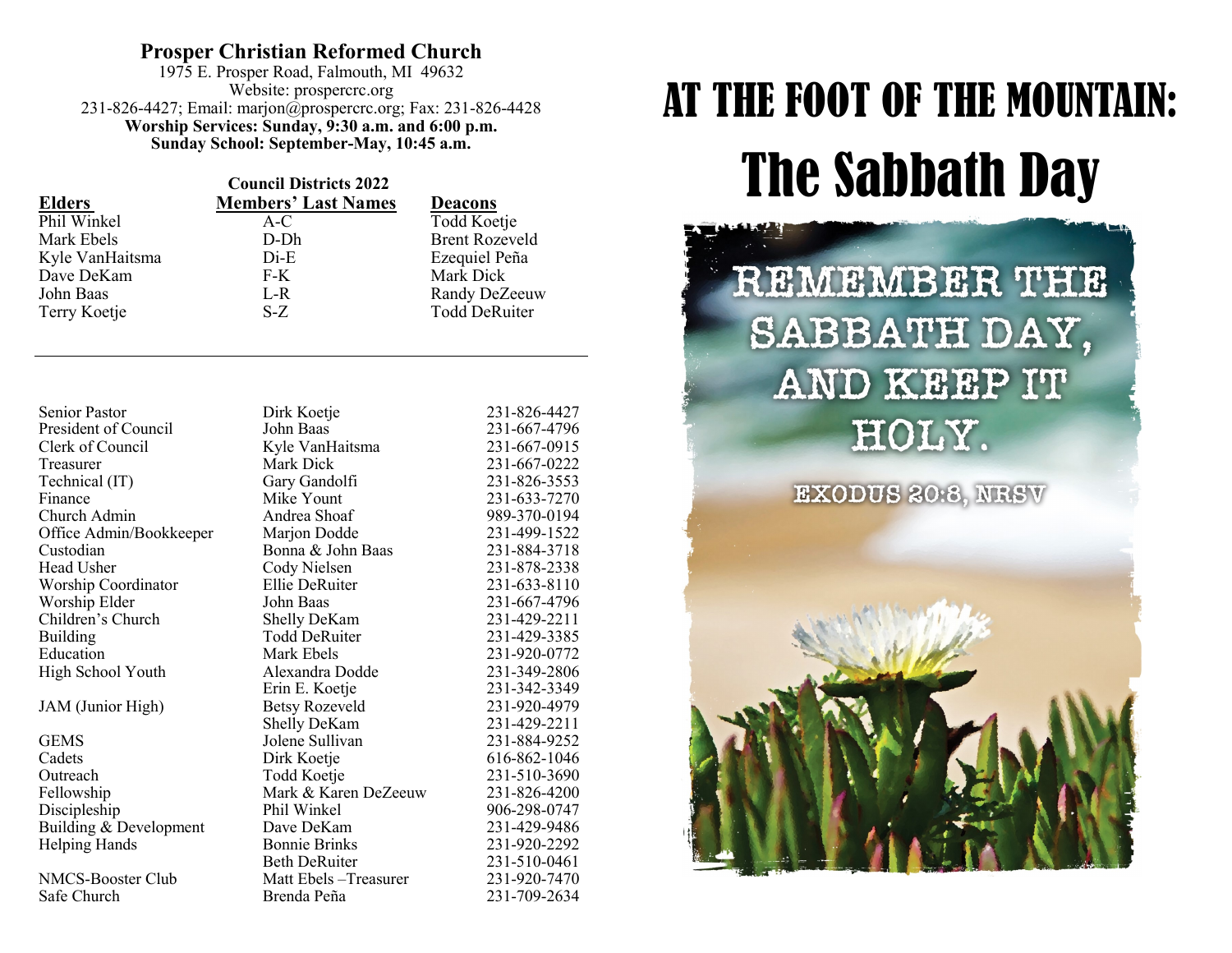**Prosper Christian Reformed Church**
1975 E. Prosper Road, Falmouth, MI 49632
Website: prospercrc.org
231-826-4427; Email: marjon@prospercrc.org; Fax: 231-826-4428
**Worship Services: Sunday, 9:30 a.m. and 6:00 p.m.**
**Sunday School: September-May, 10:45 a.m.**

**Council Districts 2022**

| Elders | Members' Last Names | Deacons |
| --- | --- | --- |
| Phil Winkel | A-C | Todd Koetje |
| Mark Ebels | D-Dh | Brent Rozeveld |
| Kyle VanHaitsma | Di-E | Ezequiel Peña |
| Dave DeKam | F-K | Mark Dick |
| John Baas | L-R | Randy DeZeeuw |
| Terry Koetje | S-Z | Todd DeRuiter |

---

| | | |
| --- | --- | --- |
| Senior Pastor | Dirk Koetje | 231-826-4427 |
| President of Council | John Baas | 231-667-4796 |
| Clerk of Council | Kyle VanHaitsma | 231-667-0915 |
| Treasurer | Mark Dick | 231-667-0222 |
| Technical (IT) | Gary Gandolfi | 231-826-3553 |
| Finance | Mike Yount | 231-633-7270 |
| Church Admin | Andrea Shoaf | 989-370-0194 |
| Office Admin/Bookkeeper | Marjon Dodde | 231-499-1522 |
| Custodian | Bonna & John Baas | 231-884-3718 |
| Head Usher | Cody Nielsen | 231-878-2338 |
| Worship Coordinator | Ellie DeRuiter | 231-633-8110 |
| Worship Elder | John Baas | 231-667-4796 |
| Children's Church | Shelly DeKam | 231-429-2211 |
| Building | Todd DeRuiter | 231-429-3385 |
| Education | Mark Ebels | 231-920-0772 |
| High School Youth | Alexandra Dodde | 231-349-2806 |
| | Erin E. Koetje | 231-342-3349 |
| JAM (Junior High) | Betsy Rozeveld | 231-920-4979 |
| | Shelly DeKam | 231-429-2211 |
| GEMS | Jolene Sullivan | 231-884-9252 |
| Cadets | Dirk Koetje | 616-862-1046 |
| Outreach | Todd Koetje | 231-510-3690 |
| Fellowship | Mark & Karen DeZeeuw | 231-826-4200 |
| Discipleship | Phil Winkel | 906-298-0747 |
| Building & Development | Dave DeKam | 231-429-9486 |
| Helping Hands | Bonnie Brinks | 231-920-2292 |
| | Beth DeRuiter | 231-510-0461 |
| NMCS-Booster Club | Matt Ebels –Treasurer | 231-920-7470 |
| Safe Church | Brenda Peña | 231-709-2634 |

# AT THE FOOT OF THE MOUNTAIN:

# The Sabbath Day

REMEMBER THE SABBATH DAY, AND KEEP IT HOLY.

EXODUS 20:8, NRSV